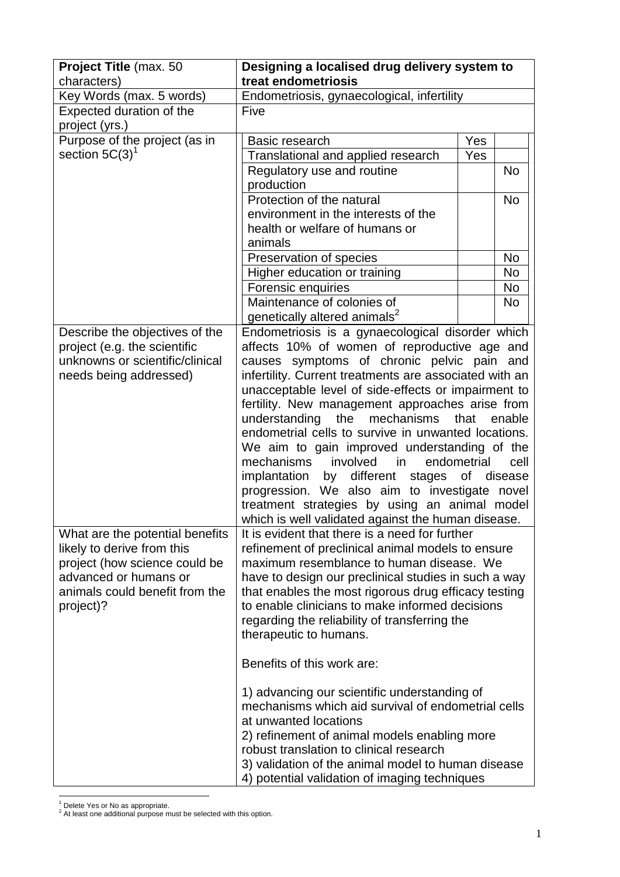| **Project Title** (max. 50 characters) | **Designing a localised drug delivery system to treat endometriosis** | | |
|---|---|---|---|
| Key Words (max. 5 words) | Endometriosis, gynaecological, infertility | | |
| Expected duration of the project (yrs.) | Five | | |
| Purpose of the project (as in section 5C(3)[1] | Basic research | Yes | |
| | Translational and applied research | Yes | |
| | Regulatory use and routine production | | No |
| | Protection of the natural environment in the interests of the health or welfare of humans or animals | | No |
| | Preservation of species | | No |
| | Higher education or training | | No |
| | Forensic enquiries | | No |
| | Maintenance of colonies of genetically altered animals[2] | | No |
| Describe the objectives of the project (e.g. the scientific unknowns or scientific/clinical needs being addressed) | Endometriosis is a gynaecological disorder which affects 10% of women of reproductive age and causes symptoms of chronic pelvic pain and infertility. Current treatments are associated with an unacceptable level of side-effects or impairment to fertility. New management approaches arise from understanding the mechanisms that enable endometrial cells to survive in unwanted locations. We aim to gain improved understanding of the mechanisms involved in endometrial cell implantation by different stages of disease progression. We also aim to investigate novel treatment strategies by using an animal model which is well validated against the human disease. | | |
| What are the potential benefits likely to derive from this project (how science could be advanced or humans or animals could benefit from the project)? | It is evident that there is a need for further refinement of preclinical animal models to ensure maximum resemblance to human disease. We have to design our preclinical studies in such a way that enables the most rigorous drug efficacy testing to enable clinicians to make informed decisions regarding the reliability of transferring the therapeutic to humans.<br><br>Benefits of this work are:<br><br>1) advancing our scientific understanding of mechanisms which aid survival of endometrial cells at unwanted locations<br>2) refinement of animal models enabling more robust translation to clinical research<br>3) validation of the animal model to human disease<br>4) potential validation of imaging techniques | | |

[1] Delete Yes or No as appropriate.
[2] At least one additional purpose must be selected with this option.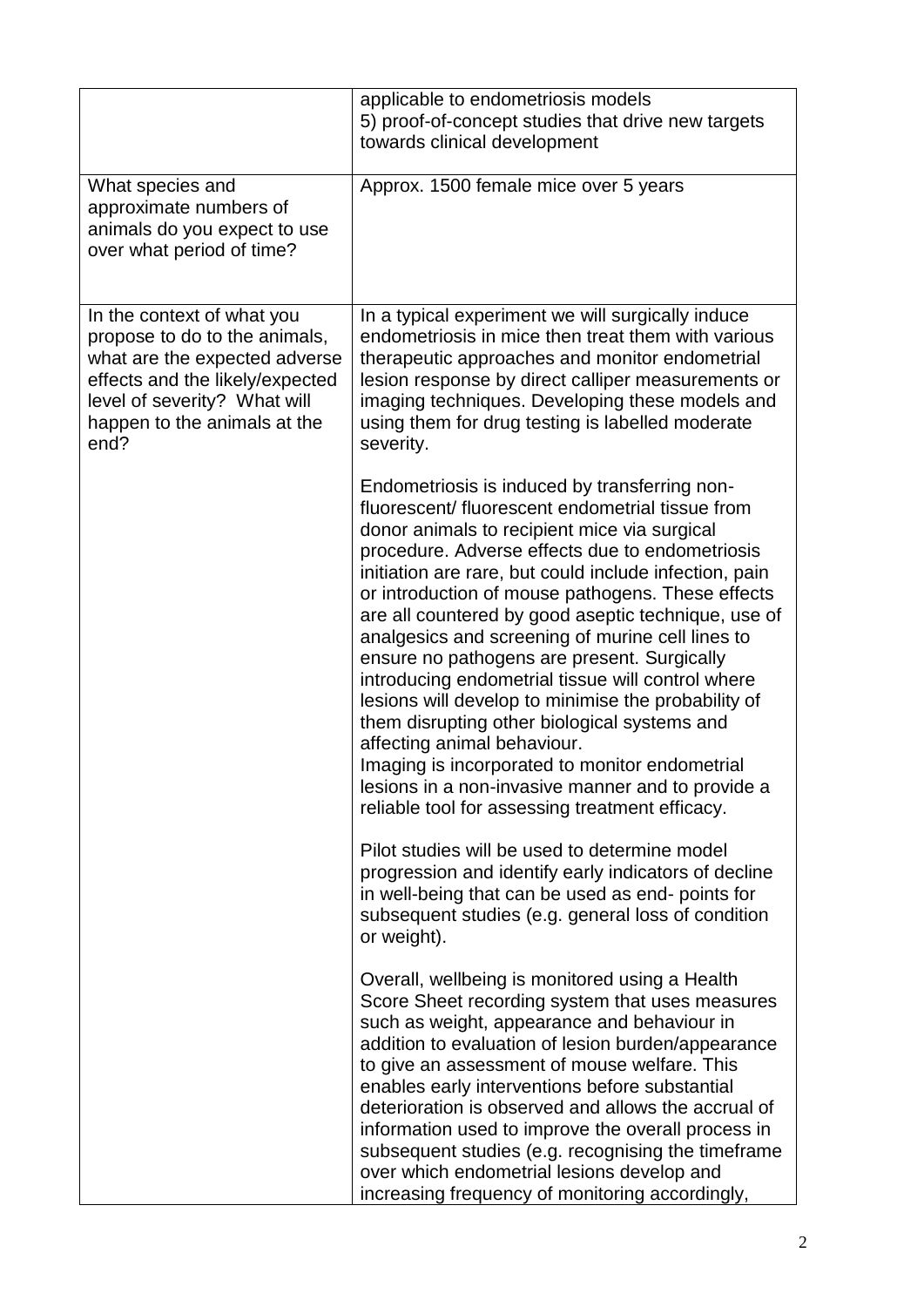| | |
|---|---|
| | applicable to endometriosis models<br>5) proof-of-concept studies that drive new targets towards clinical development |
| What species and approximate numbers of animals do you expect to use over what period of time? | Approx. 1500 female mice over 5 years |
| In the context of what you propose to do to the animals, what are the expected adverse effects and the likely/expected level of severity? What will happen to the animals at the end? | In a typical experiment we will surgically induce endometriosis in mice then treat them with various therapeutic approaches and monitor endometrial lesion response by direct calliper measurements or imaging techniques. Developing these models and using them for drug testing is labelled moderate severity.<br><br>Endometriosis is induced by transferring non-fluorescent/ fluorescent endometrial tissue from donor animals to recipient mice via surgical procedure. Adverse effects due to endometriosis initiation are rare, but could include infection, pain or introduction of mouse pathogens. These effects are all countered by good aseptic technique, use of analgesics and screening of murine cell lines to ensure no pathogens are present. Surgically introducing endometrial tissue will control where lesions will develop to minimise the probability of them disrupting other biological systems and affecting animal behaviour.<br>Imaging is incorporated to monitor endometrial lesions in a non-invasive manner and to provide a reliable tool for assessing treatment efficacy.<br><br>Pilot studies will be used to determine model progression and identify early indicators of decline in well-being that can be used as end- points for subsequent studies (e.g. general loss of condition or weight).<br><br>Overall, wellbeing is monitored using a Health Score Sheet recording system that uses measures such as weight, appearance and behaviour in addition to evaluation of lesion burden/appearance to give an assessment of mouse welfare. This enables early interventions before substantial deterioration is observed and allows the accrual of information used to improve the overall process in subsequent studies (e.g. recognising the timeframe over which endometrial lesions develop and increasing frequency of monitoring accordingly, |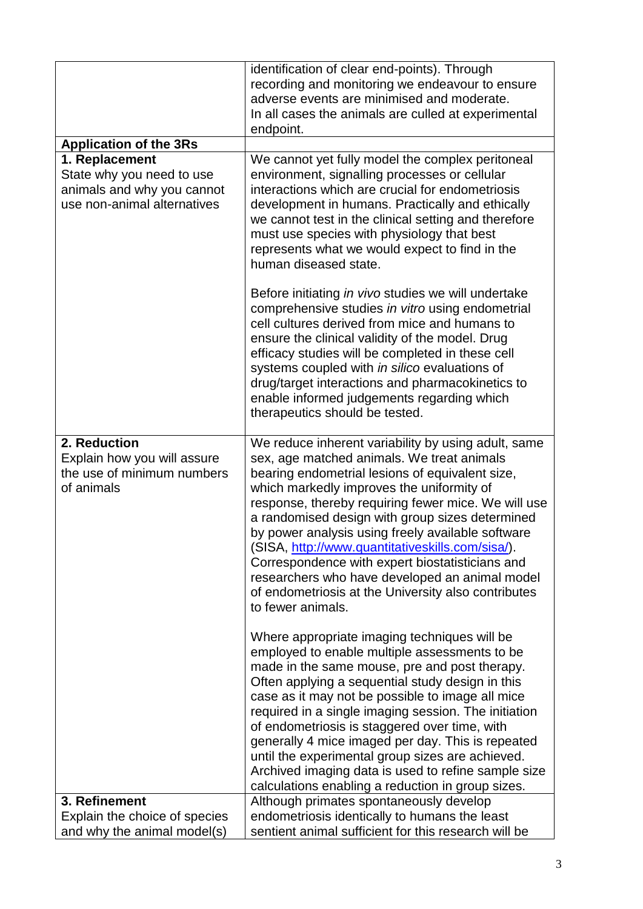| | |
|---|---|
| | identification of clear end-points). Through recording and monitoring we endeavour to ensure adverse events are minimised and moderate. In all cases the animals are culled at experimental endpoint. |
| **Application of the 3Rs** | |
| **1. Replacement**<br>State why you need to use animals and why you cannot use non-animal alternatives | We cannot yet fully model the complex peritoneal environment, signalling processes or cellular interactions which are crucial for endometriosis development in humans. Practically and ethically we cannot test in the clinical setting and therefore must use species with physiology that best represents what we would expect to find in the human diseased state.<br><br>Before initiating *in vivo* studies we will undertake comprehensive studies *in vitro* using endometrial cell cultures derived from mice and humans to ensure the clinical validity of the model. Drug efficacy studies will be completed in these cell systems coupled with *in silico* evaluations of drug/target interactions and pharmacokinetics to enable informed judgements regarding which therapeutics should be tested. |
| **2. Reduction**<br>Explain how you will assure the use of minimum numbers of animals | We reduce inherent variability by using adult, same sex, age matched animals. We treat animals bearing endometrial lesions of equivalent size, which markedly improves the uniformity of response, thereby requiring fewer mice. We will use a randomised design with group sizes determined by power analysis using freely available software (SISA, [http://www.quantitativeskills.com/sisa/](http://www.quantitativeskills.com/sisa/)). Correspondence with expert biostatisticians and researchers who have developed an animal model of endometriosis at the University also contributes to fewer animals.<br><br>Where appropriate imaging techniques will be employed to enable multiple assessments to be made in the same mouse, pre and post therapy. Often applying a sequential study design in this case as it may not be possible to image all mice required in a single imaging session. The initiation of endometriosis is staggered over time, with generally 4 mice imaged per day. This is repeated until the experimental group sizes are achieved. Archived imaging data is used to refine sample size calculations enabling a reduction in group sizes. |
| **3. Refinement**<br>Explain the choice of species and why the animal model(s) | Although primates spontaneously develop endometriosis identically to humans the least sentient animal sufficient for this research will be |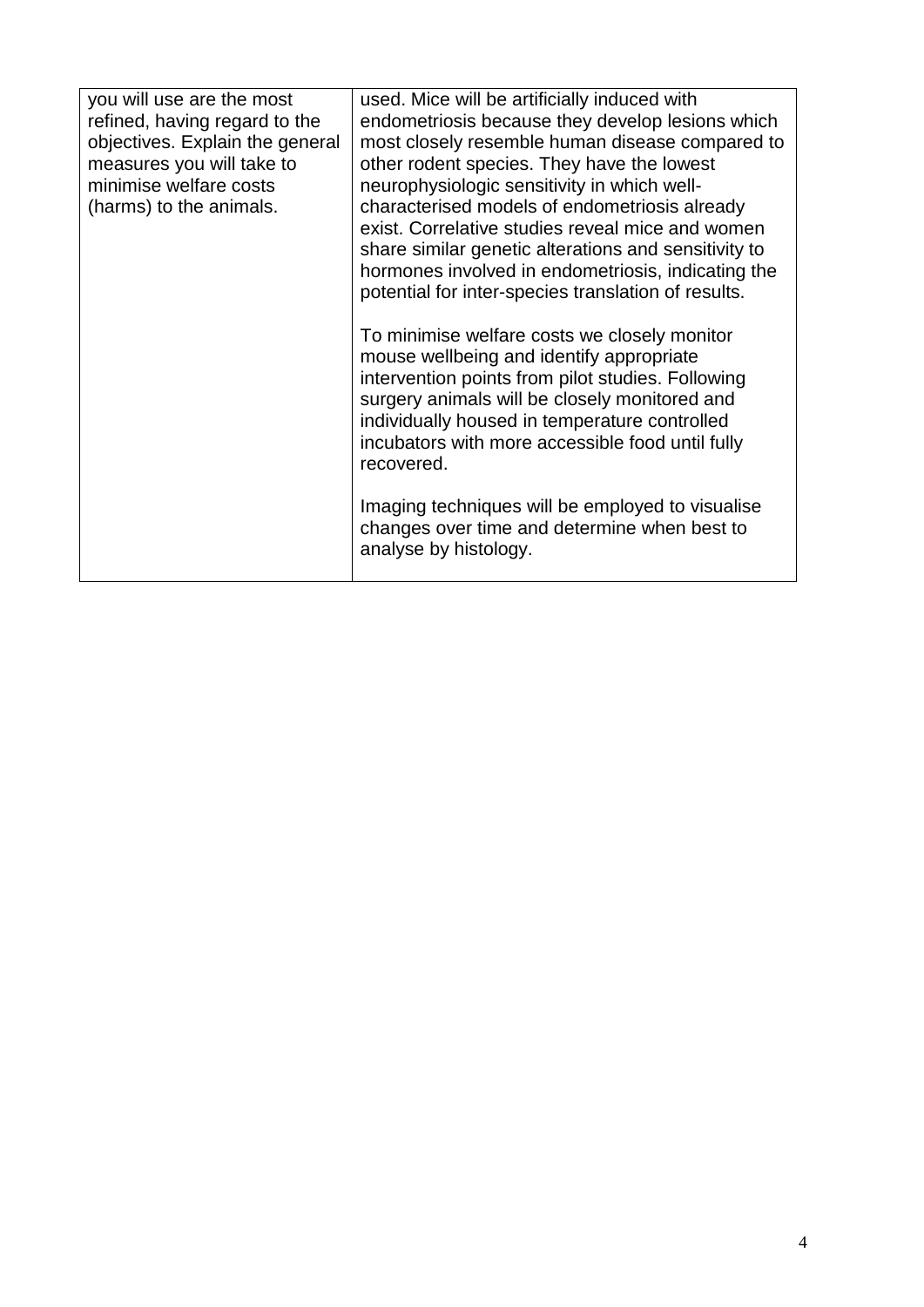| | |
|---|---|
| you will use are the most refined, having regard to the objectives. Explain the general measures you will take to minimise welfare costs (harms) to the animals. | used. Mice will be artificially induced with endometriosis because they develop lesions which most closely resemble human disease compared to other rodent species. They have the lowest neurophysiologic sensitivity in which well-characterised models of endometriosis already exist. Correlative studies reveal mice and women share similar genetic alterations and sensitivity to hormones involved in endometriosis, indicating the potential for inter-species translation of results.<br><br>To minimise welfare costs we closely monitor mouse wellbeing and identify appropriate intervention points from pilot studies. Following surgery animals will be closely monitored and individually housed in temperature controlled incubators with more accessible food until fully recovered.<br><br>Imaging techniques will be employed to visualise changes over time and determine when best to analyse by histology. |